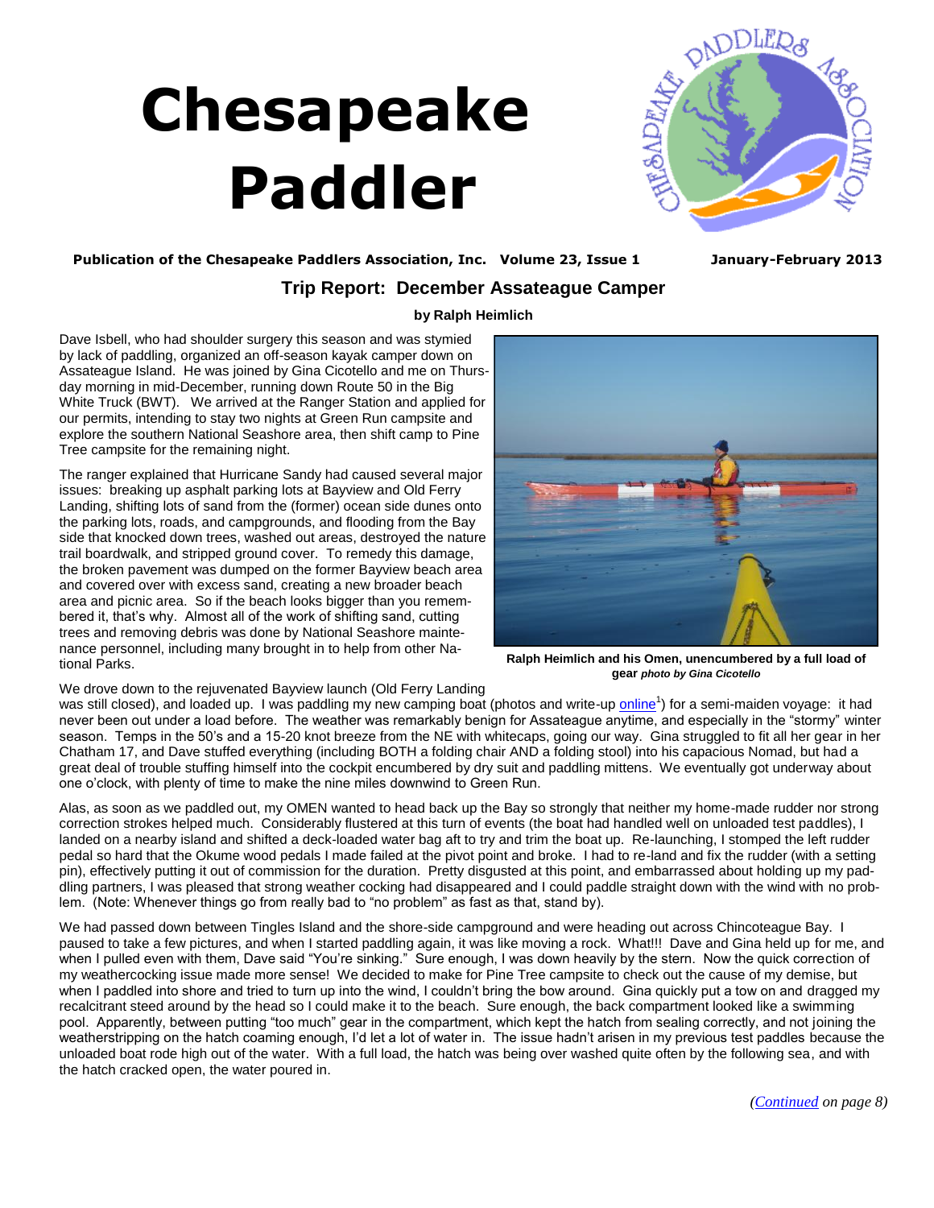# Chesapeake Paddler

**Publication of the Chesapeake Paddlers Association, Inc. Volume 23, Issue 1 January-February 2013**

## Trip Report: December Assateague Camper

**by Ralph Heimlich**

Dave Isbell, who had shoulder surgery this season and was stymied by lack of paddling, organized an off-season kayak camper down on Assateague Island. He was joined by Gina Cicotello and me on Thursday morning in mid-December, running down Route 50 in the Big White Truck (BWT). We arrived at the Ranger Station and applied for our permits, intending to stay two nights at Green Run campsite and explore the southern National Seashore area, then shift camp to Pine Tree campsite for the remaining night.

The ranger explained that Hurricane Sandy had caused several major issues: breaking up asphalt parking lots at Bayview and Old Ferry Landing, shifting lots of sand from the (former) ocean side dunes onto the parking lots, roads, and campgrounds, and flooding from the Bay side that knocked down trees, washed out areas, destroyed the nature trail boardwalk, and stripped ground cover. To remedy this damage, the broken pavement was dumped on the former Bayview beach area and covered over with excess sand, creating a new broader beach area and picnic area. So if the beach looks bigger than you remembered it, that's why. Almost all of the work of shifting sand, cutting trees and removing debris was done by National Seashore maintenance personnel, including many brought in to help from other National Parks.

**Ralph Heimlich and his Omen, unencumbered by a full load of gear** ***photo by Gina Cicotello***

We drove down to the rejuvenated Bayview launch (Old Ferry Landing was still closed), and loaded up. I was paddling my new camping boat (photos and write-up online[1]) for a semi-maiden voyage: it had never been out under a load before. The weather was remarkably benign for Assateague anytime, and especially in the "stormy" winter season. Temps in the 50's and a 15-20 knot breeze from the NE with whitecaps, going our way. Gina struggled to fit all her gear in her Chatham 17, and Dave stuffed everything (including BOTH a folding chair AND a folding stool) into his capacious Nomad, but had a great deal of trouble stuffing himself into the cockpit encumbered by dry suit and paddling mittens. We eventually got underway about one o'clock, with plenty of time to make the nine miles downwind to Green Run.

Alas, as soon as we paddled out, my OMEN wanted to head back up the Bay so strongly that neither my home-made rudder nor strong correction strokes helped much. Considerably flustered at this turn of events (the boat had handled well on unloaded test paddles), I landed on a nearby island and shifted a deck-loaded water bag aft to try and trim the boat up. Re-launching, I stomped the left rudder pedal so hard that the Okume wood pedals I made failed at the pivot point and broke. I had to re-land and fix the rudder (with a setting pin), effectively putting it out of commission for the duration. Pretty disgusted at this point, and embarrassed about holding up my paddling partners, I was pleased that strong weather cocking had disappeared and I could paddle straight down with the wind with no problem. (Note: Whenever things go from really bad to "no problem" as fast as that, stand by).

We had passed down between Tingles Island and the shore-side campground and were heading out across Chincoteague Bay. I paused to take a few pictures, and when I started paddling again, it was like moving a rock. What!!! Dave and Gina held up for me, and when I pulled even with them, Dave said "You're sinking." Sure enough, I was down heavily by the stern. Now the quick correction of my weathercocking issue made more sense! We decided to make for Pine Tree campsite to check out the cause of my demise, but when I paddled into shore and tried to turn up into the wind, I couldn't bring the bow around. Gina quickly put a tow on and dragged my recalcitrant steed around by the head so I could make it to the beach. Sure enough, the back compartment looked like a swimming pool. Apparently, between putting "too much" gear in the compartment, which kept the hatch from sealing correctly, and not joining the weatherstripping on the hatch coaming enough, I'd let a lot of water in. The issue hadn't arisen in my previous test paddles because the unloaded boat rode high out of the water. With a full load, the hatch was being over washed quite often by the following sea, and with the hatch cracked open, the water poured in.

*(Continued on page 8)*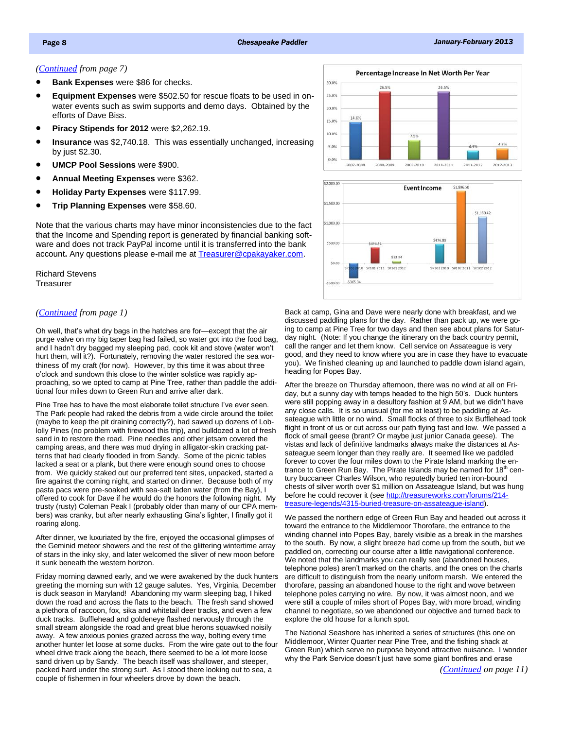*(Continued from page 7)*

- **Bank Expenses** were $86 for checks.
- **Equipment Expenses** were $502.50 for rescue floats to be used in on-water events such as swim supports and demo days. Obtained by the efforts of Dave Biss.
- **Piracy Stipends for 2012** were $2,262.19.
- **Insurance** was $2,740.18. This was essentially unchanged, increasing by just $2.30.
- **UMCP Pool Sessions** were $900.
- **Annual Meeting Expenses** were $362.
- **Holiday Party Expenses** were $117.99.
- **Trip Planning Expenses** were $58.60.

Note that the various charts may have minor inconsistencies due to the fact that the Income and Spending report is generated by financial banking software and does not track PayPal income until it is transferred into the bank account**.** Any questions please e-mail me at Treasurer@cpakayaker.com.

Richard Stevens
Treasurer

**Percentage Increase In Net Worth Per Year**

| Year | Increase |
|---|---|
| 2007-2008 | 14.6% |
| 2008-2009 | 26.5% |
| 2009-2010 | 7.5% |
| 2010-2011 | 26.5% |
| 2011-2012 | 3.4% |
| 2012-2013 | 4.3% |

**Event Income**

| Event | Income |
|---|---|
| SK101 2010 | -$365.34 |
| SK101 2011 | $353.51 |
| SK101 2012 | $53.84 |
| SK102 2010 | $476.88 |
| SK102 2011 | $1,806.50 |
| SK102 2012 | $1,160.42 |

*(Continued from page 1)*

Oh well, that's what dry bags in the hatches are for—except that the air purge valve on my big taper bag had failed, so water got into the food bag, and I hadn't dry bagged my sleeping pad, cook kit and stove (water won't hurt them, will it?). Fortunately, removing the water restored the sea worthiness of my craft (for now). However, by this time it was about three o'clock and sundown this close to the winter solstice was rapidly approaching, so we opted to camp at Pine Tree, rather than paddle the additional four miles down to Green Run and arrive after dark.

Pine Tree has to have the most elaborate toilet structure I've ever seen. The Park people had raked the debris from a wide circle around the toilet (maybe to keep the pit draining correctly?), had sawed up dozens of Loblolly Pines (no problem with firewood this trip), and bulldozed a lot of fresh sand in to restore the road. Pine needles and other jetsam covered the camping areas, and there was mud drying in alligator-skin cracking patterns that had clearly flooded in from Sandy. Some of the picnic tables lacked a seat or a plank, but there were enough sound ones to choose from. We quickly staked out our preferred tent sites, unpacked, started a fire against the coming night, and started on dinner. Because both of my pasta pacs were pre-soaked with sea-salt laden water (from the Bay), I offered to cook for Dave if he would do the honors the following night. My trusty (rusty) Coleman Peak I (probably older than many of our CPA members) was cranky, but after nearly exhausting Gina's lighter, I finally got it roaring along.

After dinner, we luxuriated by the fire, enjoyed the occasional glimpses of the Geminid meteor showers and the rest of the glittering wintertime array of stars in the inky sky, and later welcomed the sliver of new moon before it sunk beneath the western horizon.

Friday morning dawned early, and we were awakened by the duck hunters greeting the morning sun with 12 gauge salutes. Yes, Virginia, December is duck season in Maryland! Abandoning my warm sleeping bag, I hiked down the road and across the flats to the beach. The fresh sand showed a plethora of raccoon, fox, sika and whitetail deer tracks, and even a few duck tracks. Bufflehead and goldeneye flashed nervously through the small stream alongside the road and great blue herons squawked noisily away. A few anxious ponies grazed across the way, bolting every time another hunter let loose at some ducks. From the wire gate out to the four wheel drive track along the beach, there seemed to be a lot more loose sand driven up by Sandy. The beach itself was shallower, and steeper, packed hard under the strong surf. As I stood there looking out to sea, a couple of fishermen in four wheelers drove by down the beach.

Back at camp, Gina and Dave were nearly done with breakfast, and we discussed paddling plans for the day. Rather than pack up, we were going to camp at Pine Tree for two days and then see about plans for Saturday night. (Note: If you change the itinerary on the back country permit, call the ranger and let them know. Cell service on Assateague is very good, and they need to know where you are in case they have to evacuate you). We finished cleaning up and launched to paddle down island again, heading for Popes Bay.

After the breeze on Thursday afternoon, there was no wind at all on Friday, but a sunny day with temps headed to the high 50's. Duck hunters were still popping away in a desultory fashion at 9 AM, but we didn't have any close calls. It is so unusual (for me at least) to be paddling at Assateague with little or no wind. Small flocks of three to six Bufflehead took flight in front of us or cut across our path flying fast and low. We passed a flock of small geese (brant? Or maybe just junior Canada geese). The vistas and lack of definitive landmarks always make the distances at Assateague seem longer than they really are. It seemed like we paddled forever to cover the four miles down to the Pirate Island marking the entrance to Green Run Bay. The Pirate Islands may be named for 18th century buccaneer Charles Wilson, who reputedly buried ten iron-bound chests of silver worth over $1 million on Assateague Island, but was hung before he could recover it (see http://treasureworks.com/forums/214-treasure-legends/4315-buried-treasure-on-assateague-island).

We passed the northern edge of Green Run Bay and headed out across it toward the entrance to the Middlemoor Thorofare, the entrance to the winding channel into Popes Bay, barely visible as a break in the marshes to the south. By now, a slight breeze had come up from the south, but we paddled on, correcting our course after a little navigational conference. We noted that the landmarks you can really see (abandoned houses, telephone poles) aren't marked on the charts, and the ones on the charts are difficult to distinguish from the nearly uniform marsh. We entered the thorofare, passing an abandoned house to the right and wove between telephone poles carrying no wire. By now, it was almost noon, and we were still a couple of miles short of Popes Bay, with more broad, winding channel to negotiate, so we abandoned our objective and turned back to explore the old house for a lunch spot.

The National Seashore has inherited a series of structures (this one on Middlemoor, Winter Quarter near Pine Tree, and the fishing shack at Green Run) which serve no purpose beyond attractive nuisance. I wonder why the Park Service doesn't just have some giant bonfires and erase

*(Continued on page 11)*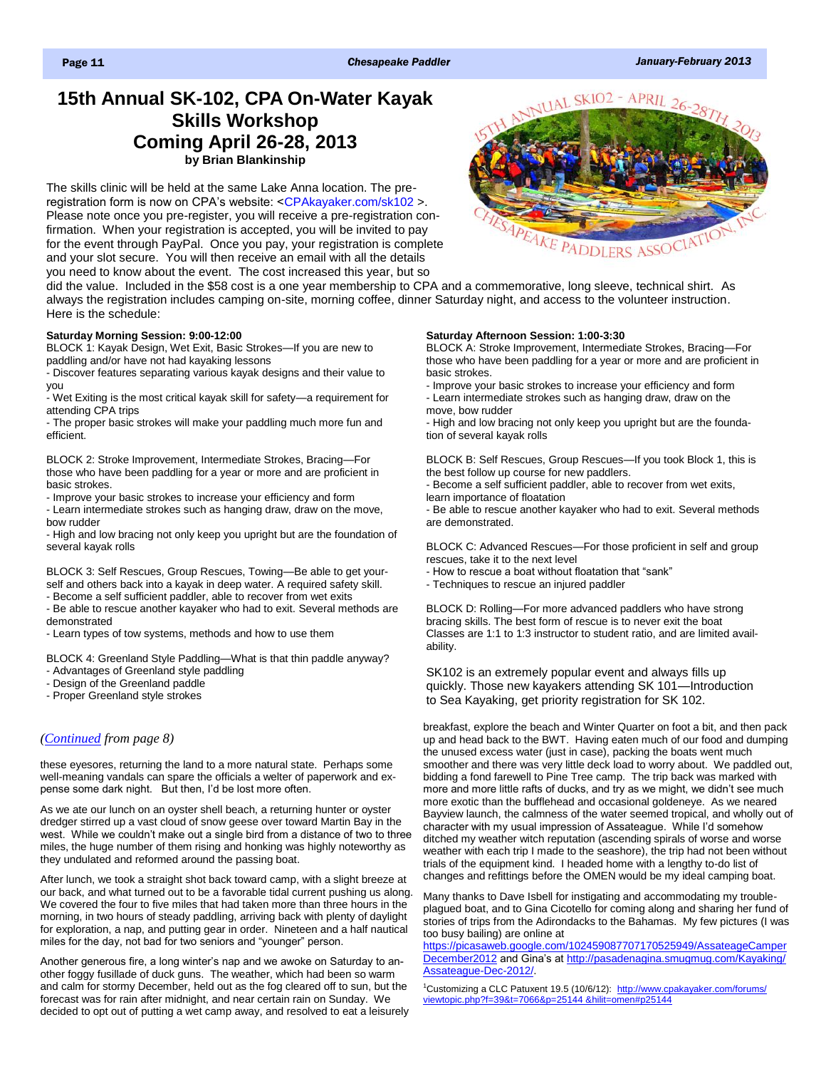# 15th Annual SK-102, CPA On-Water Kayak Skills Workshop Coming April 26-28, 2013

**by Brian Blankinship**

The skills clinic will be held at the same Lake Anna location. The pre-registration form is now on CPA's website: <CPAkayaker.com/sk102 >. Please note once you pre-register, you will receive a pre-registration confirmation. When your registration is accepted, you will be invited to pay for the event through PayPal. Once you pay, your registration is complete and your slot secure. You will then receive an email with all the details you need to know about the event. The cost increased this year, but so did the value. Included in the $58 cost is a one year membership to CPA and a commemorative, long sleeve, technical shirt. As always the registration includes camping on-site, morning coffee, dinner Saturday night, and access to the volunteer instruction. Here is the schedule:

**Saturday Morning Session: 9:00-12:00**

BLOCK 1: Kayak Design, Wet Exit, Basic Strokes—If you are new to paddling and/or have not had kayaking lessons
- Discover features separating various kayak designs and their value to you
- Wet Exiting is the most critical kayak skill for safety—a requirement for attending CPA trips
- The proper basic strokes will make your paddling much more fun and efficient.

BLOCK 2: Stroke Improvement, Intermediate Strokes, Bracing—For those who have been paddling for a year or more and are proficient in basic strokes.
- Improve your basic strokes to increase your efficiency and form
- Learn intermediate strokes such as hanging draw, draw on the move, bow rudder
- High and low bracing not only keep you upright but are the foundation of several kayak rolls

BLOCK 3: Self Rescues, Group Rescues, Towing—Be able to get yourself and others back into a kayak in deep water. A required safety skill.
- Become a self sufficient paddler, able to recover from wet exits
- Be able to rescue another kayaker who had to exit. Several methods are demonstrated
- Learn types of tow systems, methods and how to use them

BLOCK 4: Greenland Style Paddling—What is that thin paddle anyway?
- Advantages of Greenland style paddling
- Design of the Greenland paddle
- Proper Greenland style strokes

**Saturday Afternoon Session: 1:00-3:30**

BLOCK A: Stroke Improvement, Intermediate Strokes, Bracing—For those who have been paddling for a year or more and are proficient in basic strokes.
- Improve your basic strokes to increase your efficiency and form
- Learn intermediate strokes such as hanging draw, draw on the move, bow rudder
- High and low bracing not only keep you upright but are the foundation of several kayak rolls

BLOCK B: Self Rescues, Group Rescues—If you took Block 1, this is the best follow up course for new paddlers.
- Become a self sufficient paddler, able to recover from wet exits, learn importance of floatation
- Be able to rescue another kayaker who had to exit. Several methods are demonstrated.

BLOCK C: Advanced Rescues—For those proficient in self and group rescues, take it to the next level
- How to rescue a boat without floatation that "sank"
- Techniques to rescue an injured paddler

BLOCK D: Rolling—For more advanced paddlers who have strong bracing skills. The best form of rescue is to never exit the boat Classes are 1:1 to 1:3 instructor to student ratio, and are limited availability.

SK102 is an extremely popular event and always fills up quickly. Those new kayakers attending SK 101—Introduction to Sea Kayaking, get priority registration for SK 102.

*(Continued from page 8)*

these eyesores, returning the land to a more natural state. Perhaps some well-meaning vandals can spare the officials a welter of paperwork and expense some dark night. But then, I'd be lost more often.

As we ate our lunch on an oyster shell beach, a returning hunter or oyster dredger stirred up a vast cloud of snow geese over toward Martin Bay in the west. While we couldn't make out a single bird from a distance of two to three miles, the huge number of them rising and honking was highly noteworthy as they undulated and reformed around the passing boat.

After lunch, we took a straight shot back toward camp, with a slight breeze at our back, and what turned out to be a favorable tidal current pushing us along. We covered the four to five miles that had taken more than three hours in the morning, in two hours of steady paddling, arriving back with plenty of daylight for exploration, a nap, and putting gear in order. Nineteen and a half nautical miles for the day, not bad for two seniors and "younger" person.

Another generous fire, a long winter's nap and we awoke on Saturday to another foggy fusillade of duck guns. The weather, which had been so warm and calm for stormy December, held out as the fog cleared off to sun, but the forecast was for rain after midnight, and near certain rain on Sunday. We decided to opt out of putting a wet camp away, and resolved to eat a leisurely breakfast, explore the beach and Winter Quarter on foot a bit, and then pack up and head back to the BWT. Having eaten much of our food and dumping the unused excess water (just in case), packing the boats went much smoother and there was very little deck load to worry about. We paddled out, bidding a fond farewell to Pine Tree camp. The trip back was marked with more and more little rafts of ducks, and try as we might, we didn't see much more exotic than the bufflehead and occasional goldeneye. As we neared Bayview launch, the calmness of the water seemed tropical, and wholly out of character with my usual impression of Assateague. While I'd somehow ditched my weather witch reputation (ascending spirals of worse and worse weather with each trip I made to the seashore), the trip had not been without trials of the equipment kind. I headed home with a lengthy to-do list of changes and refittings before the OMEN would be my ideal camping boat.

Many thanks to Dave Isbell for instigating and accommodating my trouble-plagued boat, and to Gina Cicotello for coming along and sharing her fund of stories of trips from the Adirondacks to the Bahamas. My few pictures (I was too busy bailing) are online at https://picasaweb.google.com/102459087707170525949/AssateagueCamperDecember2012 and Gina's at http://pasadenagina.smugmug.com/Kayaking/Assateague-Dec-2012/.

[1]Customizing a CLC Patuxent 19.5 (10/6/12): http://www.cpakayaker.com/forums/viewtopic.php?f=39&t=7066&p=25144 &hilit=omen#p25144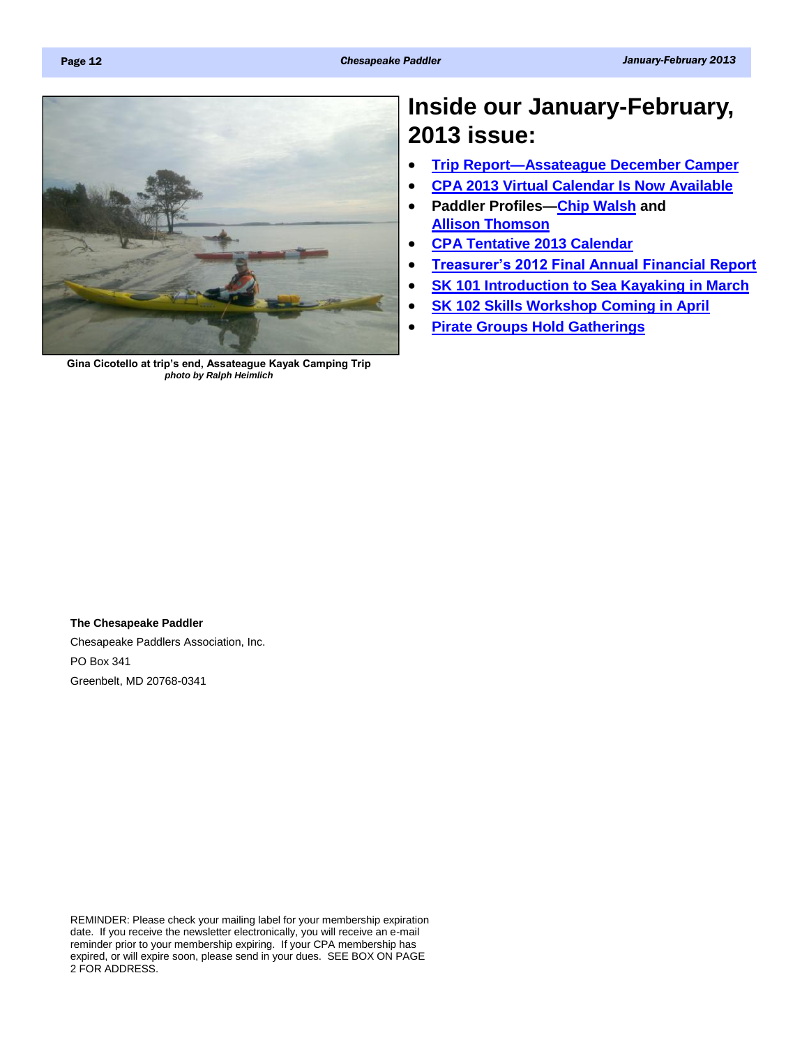Gina Cicotello at trip's end, Assateague Kayak Camping Trip
*photo by Ralph Heimlich*

# Inside our January-February, 2013 issue:

- **Trip Report—Assateague December Camper**
- **CPA 2013 Virtual Calendar Is Now Available**
- **Paddler Profiles—Chip Walsh and Allison Thomson**
- **CPA Tentative 2013 Calendar**
- **Treasurer's 2012 Final Annual Financial Report**
- **SK 101 Introduction to Sea Kayaking in March**
- **SK 102 Skills Workshop Coming in April**
- **Pirate Groups Hold Gatherings**

**The Chesapeake Paddler**
Chesapeake Paddlers Association, Inc.
PO Box 341
Greenbelt, MD 20768-0341

REMINDER: Please check your mailing label for your membership expiration date. If you receive the newsletter electronically, you will receive an e-mail reminder prior to your membership expiring. If your CPA membership has expired, or will expire soon, please send in your dues. SEE BOX ON PAGE 2 FOR ADDRESS.